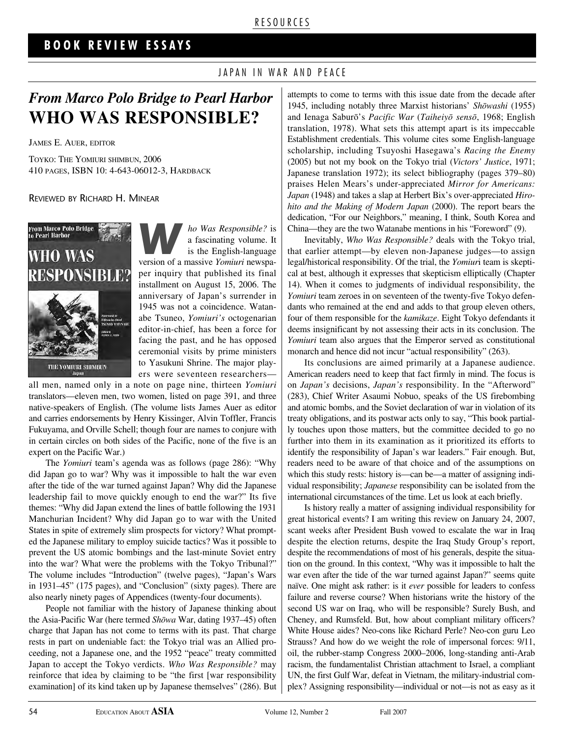RESOURCES

## BOOK REVIEW ESSAYS

JAPAN IN WAR AND PEACE

# *From Marco Polo Bridge to Pearl Harbor* WHO WAS RESPONSIBLE?

JAMES E. AUER, EDITOR

TOYKO: THE YOMIURI SHIMBUN, 2006
410 PAGES, ISBN 10: 4-643-06012-3, HARDBACK

REVIEWED BY RICHARD H. MINEAR

*Who Was Responsible?* is a fascinating volume. It is the English-language version of a massive *Yomiuri* newspaper inquiry that published its final installment on August 15, 2006. The anniversary of Japan's surrender in 1945 was not a coincidence. Watanabe Tsuneo, *Yomiuri's* octogenarian editor-in-chief, has been a force for facing the past, and he has opposed ceremonial visits by prime ministers to Yasukuni Shrine. The major players were seventeen researchers—all men, named only in a note on page nine, thirteen *Yomiuri* translators—eleven men, two women, listed on page 391, and three native-speakers of English. (The volume lists James Auer as editor and carries endorsements by Henry Kissinger, Alvin Toffler, Francis Fukuyama, and Orville Schell; though four are names to conjure with in certain circles on both sides of the Pacific, none of the five is an expert on the Pacific War.)

The *Yomiuri* team's agenda was as follows (page 286): "Why did Japan go to war? Why was it impossible to halt the war even after the tide of the war turned against Japan? Why did the Japanese leadership fail to move quickly enough to end the war?" Its five themes: "Why did Japan extend the lines of battle following the 1931 Manchurian Incident? Why did Japan go to war with the United States in spite of extremely slim prospects for victory? What prompted the Japanese military to employ suicide tactics? Was it possible to prevent the US atomic bombings and the last-minute Soviet entry into the war? What were the problems with the Tokyo Tribunal?" The volume includes "Introduction" (twelve pages), "Japan's Wars in 1931–45" (175 pages), and "Conclusion" (sixty pages). There are also nearly ninety pages of Appendices (twenty-four documents).

People not familiar with the history of Japanese thinking about the Asia-Pacific War (here termed *Shōwa* War, dating 1937–45) often charge that Japan has not come to terms with its past. That charge rests in part on undeniable fact: the Tokyo trial was an Allied proceeding, not a Japanese one, and the 1952 "peace" treaty committed Japan to accept the Tokyo verdicts. *Who Was Responsible?* may reinforce that idea by claiming to be "the first [war responsibility examination] of its kind taken up by Japanese themselves" (286). But attempts to come to terms with this issue date from the decade after 1945, including notably three Marxist historians' *Shōwashi* (1955) and Ienaga Saburō's *Pacific War* (*Taiheiyō sensō*, 1968; English translation, 1978). What sets this attempt apart is its impeccable Establishment credentials. This volume cites some English-language scholarship, including Tsuyoshi Hasegawa's *Racing the Enemy* (2005) but not my book on the Tokyo trial (*Victors' Justice*, 1971; Japanese translation 1972); its select bibliography (pages 379–80) praises Helen Mears's under-appreciated *Mirror for Americans: Japan* (1948) and takes a slap at Herbert Bix's over-appreciated *Hirohito and the Making of Modern Japan* (2000). The report bears the dedication, "For our Neighbors," meaning, I think, South Korea and China—they are the two Watanabe mentions in his "Foreword" (9).

Inevitably, *Who Was Responsible?* deals with the Tokyo trial, that earlier attempt—by eleven non-Japanese judges—to assign legal/historical responsibility. Of the trial, the *Yomiur*i team is skeptical at best, although it expresses that skepticism elliptically (Chapter 14). When it comes to judgments of individual responsibility, the *Yomiuri* team zeroes in on seventeen of the twenty-five Tokyo defendants who remained at the end and adds to that group eleven others, four of them responsible for the *kamikaze*. Eight Tokyo defendants it deems insignificant by not assessing their acts in its conclusion. The *Yomiuri* team also argues that the Emperor served as constitutional monarch and hence did not incur "actual responsibility" (263).

Its conclusions are aimed primarily at a Japanese audience. American readers need to keep that fact firmly in mind. The focus is on *Japan's* decisions, *Japan's* responsibility. In the "Afterword" (283), Chief Writer Asaumi Nobuo, speaks of the US firebombing and atomic bombs, and the Soviet declaration of war in violation of its treaty obligations, and its postwar acts only to say, "This book partially touches upon those matters, but the committee decided to go no further into them in its examination as it prioritized its efforts to identify the responsibility of Japan's war leaders." Fair enough. But, readers need to be aware of that choice and of the assumptions on which this study rests: history is—can be—a matter of assigning individual responsibility; *Japanese* responsibility can be isolated from the international circumstances of the time. Let us look at each briefly.

Is history really a matter of assigning individual responsibility for great historical events? I am writing this review on January 24, 2007, scant weeks after President Bush vowed to escalate the war in Iraq despite the election returns, despite the Iraq Study Group's report, despite the recommendations of most of his generals, despite the situation on the ground. In this context, "Why was it impossible to halt the war even after the tide of the war turned against Japan?" seems quite naïve. One might ask rather: is it *ever* possible for leaders to confess failure and reverse course? When historians write the history of the second US war on Iraq, who will be responsible? Surely Bush, and Cheney, and Rumsfeld. But, how about compliant military officers? White House aides? Neo-cons like Richard Perle? Neo-con guru Leo Strauss? And how do we weight the role of impersonal forces: 9/11, oil, the rubber-stamp Congress 2000–2006, long-standing anti-Arab racism, the fundamentalist Christian attachment to Israel, a compliant UN, the first Gulf War, defeat in Vietnam, the military-industrial complex? Assigning responsibility—individual or not—is not as easy as it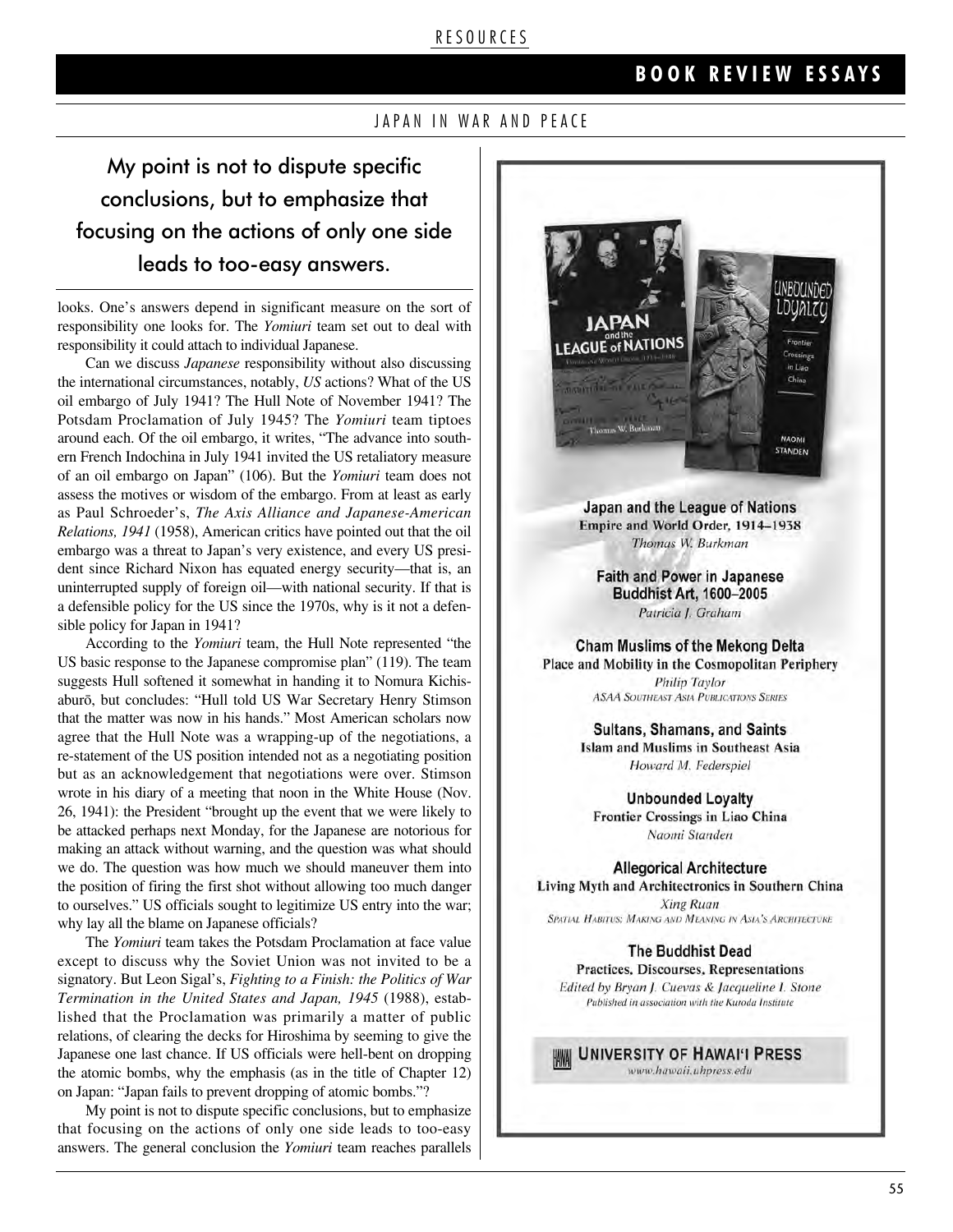> My point is not to dispute specific conclusions, but to emphasize that focusing on the actions of only one side leads to too-easy answers.

looks. One's answers depend in significant measure on the sort of responsibility one looks for. The *Yomiuri* team set out to deal with responsibility it could attach to individual Japanese.

Can we discuss *Japanese* responsibility without also discussing the international circumstances, notably, *US* actions? What of the US oil embargo of July 1941? The Hull Note of November 1941? The Potsdam Proclamation of July 1945? The *Yomiuri* team tiptoes around each. Of the oil embargo, it writes, "The advance into southern French Indochina in July 1941 invited the US retaliatory measure of an oil embargo on Japan" (106). But the *Yomiuri* team does not assess the motives or wisdom of the embargo. From at least as early as Paul Schroeder's, *The Axis Alliance and Japanese-American Relations, 1941* (1958), American critics have pointed out that the oil embargo was a threat to Japan's very existence, and every US president since Richard Nixon has equated energy security—that is, an uninterrupted supply of foreign oil—with national security. If that is a defensible policy for the US since the 1970s, why is it not a defensible policy for Japan in 1941?

According to the *Yomiuri* team, the Hull Note represented "the US basic response to the Japanese compromise plan" (119). The team suggests Hull softened it somewhat in handing it to Nomura Kichisaburō, but concludes: "Hull told US War Secretary Henry Stimson that the matter was now in his hands." Most American scholars now agree that the Hull Note was a wrapping-up of the negotiations, a re-statement of the US position intended not as a negotiating position but as an acknowledgement that negotiations were over. Stimson wrote in his diary of a meeting that noon in the White House (Nov. 26, 1941): the President "brought up the event that we were likely to be attacked perhaps next Monday, for the Japanese are notorious for making an attack without warning, and the question was what should we do. The question was how much we should maneuver them into the position of firing the first shot without allowing too much danger to ourselves." US officials sought to legitimize US entry into the war; why lay all the blame on Japanese officials?

The *Yomiuri* team takes the Potsdam Proclamation at face value except to discuss why the Soviet Union was not invited to be a signatory. But Leon Sigal's, *Fighting to a Finish: the Politics of War Termination in the United States and Japan, 1945* (1988), established that the Proclamation was primarily a matter of public relations, of clearing the decks for Hiroshima by seeming to give the Japanese one last chance. If US officials were hell-bent on dropping the atomic bombs, why the emphasis (as in the title of Chapter 12) on Japan: "Japan fails to prevent dropping of atomic bombs."?

My point is not to dispute specific conclusions, but to emphasize that focusing on the actions of only one side leads to too-easy answers. The general conclusion the *Yomiuri* team reaches parallels

---

**Japan and the League of Nations**
**Empire and World Order, 1914–1938**
*Thomas W. Burkman*

**Faith and Power in Japanese Buddhist Art, 1600–2005**
*Patricia J. Graham*

**Cham Muslims of the Mekong Delta**
**Place and Mobility in the Cosmopolitan Periphery**
*Philip Taylor*
ASAA Southeast Asia Publications Series

**Sultans, Shamans, and Saints**
**Islam and Muslims in Southeast Asia**
*Howard M. Federspiel*

**Unbounded Loyalty**
**Frontier Crossings in Liao China**
*Naomi Standen*

**Allegorical Architecture**
**Living Myth and Architectronics in Southern China**
*Xing Ruan*
Spatial Habitus: Making and Meaning in Asia's Architecture

**The Buddhist Dead**
**Practices, Discourses, Representations**
*Edited by Bryan J. Cuevas & Jacqueline I. Stone*
Published in association with the Kuroda Institute

**UNIVERSITY OF HAWAI'I PRESS**
www.hawaii.uhpress.edu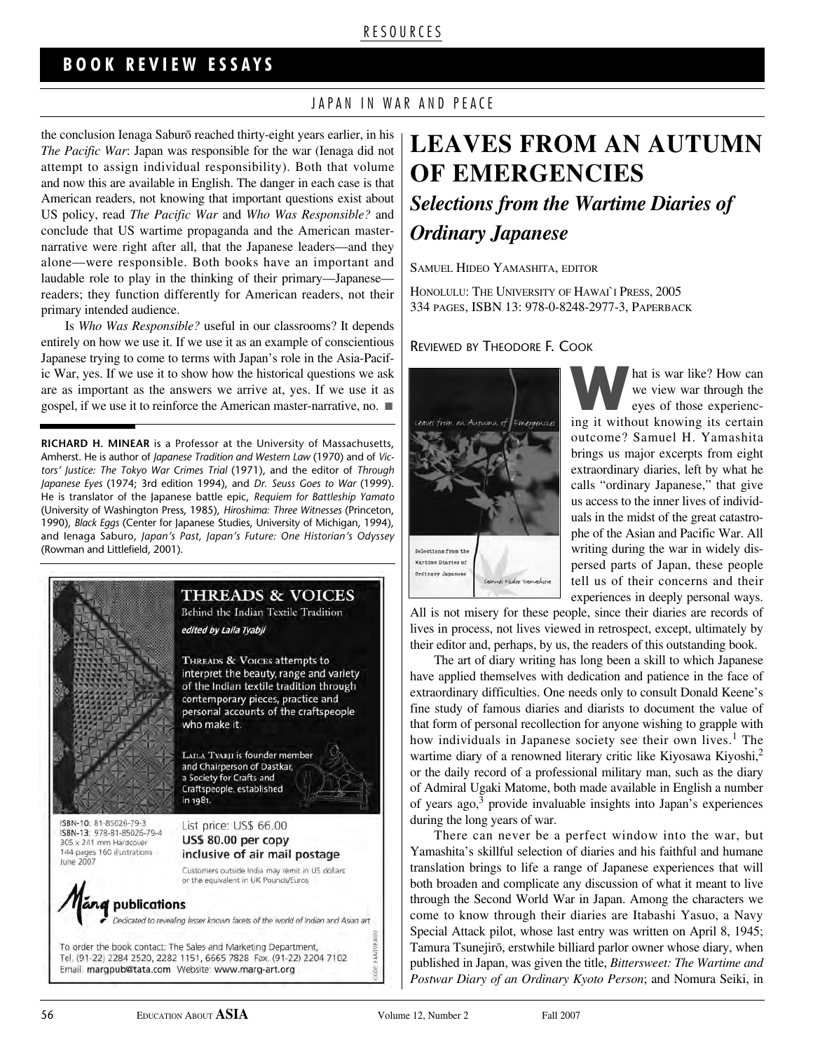the conclusion Ienaga Saburō reached thirty-eight years earlier, in his *The Pacific War*: Japan was responsible for the war (Ienaga did not attempt to assign individual responsibility). Both that volume and now this are available in English. The danger in each case is that American readers, not knowing that important questions exist about US policy, read *The Pacific War* and *Who Was Responsible?* and conclude that US wartime propaganda and the American master-narrative were right after all, that the Japanese leaders—and they alone—were responsible. Both books have an important and laudable role to play in the thinking of their primary—Japanese—readers; they function differently for American readers, not their primary intended audience.

Is *Who Was Responsible?* useful in our classrooms? It depends entirely on how we use it. If we use it as an example of conscientious Japanese trying to come to terms with Japan's role in the Asia-Pacific War, yes. If we use it to show how the historical questions we ask are as important as the answers we arrive at, yes. If we use it as gospel, if we use it to reinforce the American master-narrative, no. ■

**RICHARD H. MINEAR** is a Professor at the University of Massachusetts, Amherst. He is author of *Japanese Tradition and Western Law* (1970) and of *Victors' Justice: The Tokyo War Crimes Trial* (1971), and the editor of *Through Japanese Eyes* (1974; 3rd edition 1994), and *Dr. Seuss Goes to War* (1999). He is translator of the Japanese battle epic, *Requiem for Battleship Yamato* (University of Washington Press, 1985), *Hiroshima: Three Witnesses* (Princeton, 1990), *Black Eggs* (Center for Japanese Studies, University of Michigan, 1994), and Ienaga Saburo, *Japan's Past, Japan's Future: One Historian's Odyssey* (Rowman and Littlefield, 2001).

**THREADS & VOICES**

Behind the Indian Textile Tradition

*edited by Laila Tyabji*

THREADS & VOICES attempts to interpret the beauty, range and variety of the Indian textile tradition through contemporary pieces, practice and personal accounts of the craftspeople who make it.

LAILA TYABJI is founder member and Chairperson of Dastkar, a Society for Crafts and Craftspeople, established in 1981.

ISBN-10: 81-85026-79-3
ISBN-13: 978-81-85026-79-4
305 x 241 mm Hardcover
144 pages 160 illustrations
June 2007

List price: US$ 66.00
**US$ 80.00 per copy inclusive of air mail postage**

Customers outside India may remit in US dollars or the equivalent in UK Pounds/Euros

**Mārg publications**

*Dedicated to revealing lesser known facets of the world of Indian and Asian art*

To order the book contact: The Sales and Marketing Department, Tel. (91-22) 2284 2520, 2282 1151, 6665 7828 Fax. (91-22) 2204 7102
Email: margpub@tata.com Website: www.marg-art.org

# LEAVES FROM AN AUTUMN OF EMERGENCIES

## *Selections from the Wartime Diaries of Ordinary Japanese*

SAMUEL HIDEO YAMASHITA, EDITOR

HONOLULU: THE UNIVERSITY OF HAWAI`I PRESS, 2005
334 PAGES, ISBN 13: 978-0-8248-2977-3, PAPERBACK

REVIEWED BY THEODORE F. COOK

What is war like? How can we view war through the eyes of those experiencing it without knowing its certain outcome? Samuel H. Yamashita brings us major excerpts from eight extraordinary diaries, left by what he calls "ordinary Japanese," that give us access to the inner lives of individuals in the midst of the great catastrophe of the Asian and Pacific War. All writing during the war in widely dispersed parts of Japan, these people tell us of their concerns and their experiences in deeply personal ways. All is not misery for these people, since their diaries are records of lives in process, not lives viewed in retrospect, except, ultimately by their editor and, perhaps, by us, the readers of this outstanding book.

The art of diary writing has long been a skill to which Japanese have applied themselves with dedication and patience in the face of extraordinary difficulties. One needs only to consult Donald Keene's fine study of famous diaries and diarists to document the value of that form of personal recollection for anyone wishing to grapple with how individuals in Japanese society see their own lives.[1] The wartime diary of a renowned literary critic like Kiyosawa Kiyoshi,[2] or the daily record of a professional military man, such as the diary of Admiral Ugaki Matome, both made available in English a number of years ago,[3] provide invaluable insights into Japan's experiences during the long years of war.

There can never be a perfect window into the war, but Yamashita's skillful selection of diaries and his faithful and humane translation brings to life a range of Japanese experiences that will both broaden and complicate any discussion of what it meant to live through the Second World War in Japan. Among the characters we come to know through their diaries are Itabashi Yasuo, a Navy Special Attack pilot, whose last entry was written on April 8, 1945; Tamura Tsunejirō, erstwhile billiard parlor owner whose diary, when published in Japan, was given the title, *Bittersweet: The Wartime and Postwar Diary of an Ordinary Kyoto Person*; and Nomura Seiki, in